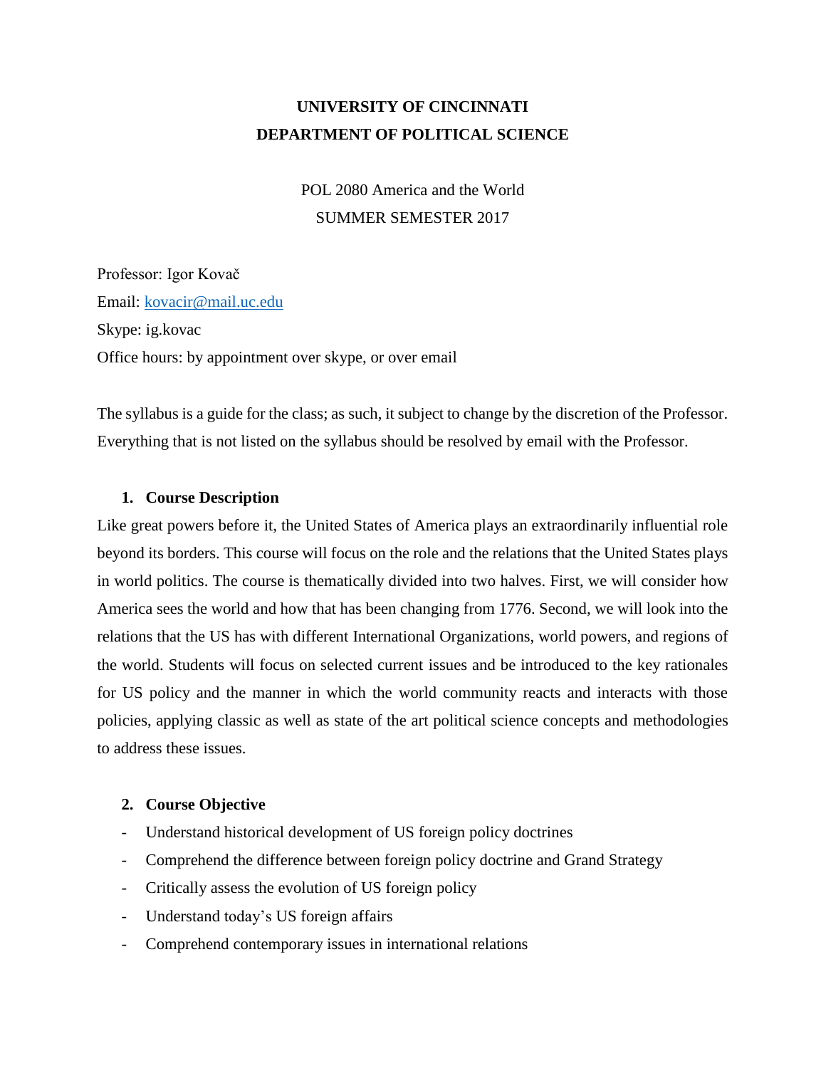# UNIVERSITY OF CINCINNATI

# DEPARTMENT OF POLITICAL SCIENCE

POL 2080 America and the World

SUMMER SEMESTER 2017

Professor: Igor Kovač

Email: kovacir@mail.uc.edu

Skype: ig.kovac

Office hours: by appointment over skype, or over email

The syllabus is a guide for the class; as such, it subject to change by the discretion of the Professor. Everything that is not listed on the syllabus should be resolved by email with the Professor.

## 1. Course Description

Like great powers before it, the United States of America plays an extraordinarily influential role beyond its borders. This course will focus on the role and the relations that the United States plays in world politics. The course is thematically divided into two halves. First, we will consider how America sees the world and how that has been changing from 1776. Second, we will look into the relations that the US has with different International Organizations, world powers, and regions of the world. Students will focus on selected current issues and be introduced to the key rationales for US policy and the manner in which the world community reacts and interacts with those policies, applying classic as well as state of the art political science concepts and methodologies to address these issues.

## 2. Course Objective

- Understand historical development of US foreign policy doctrines
- Comprehend the difference between foreign policy doctrine and Grand Strategy
- Critically assess the evolution of US foreign policy
- Understand today's US foreign affairs
- Comprehend contemporary issues in international relations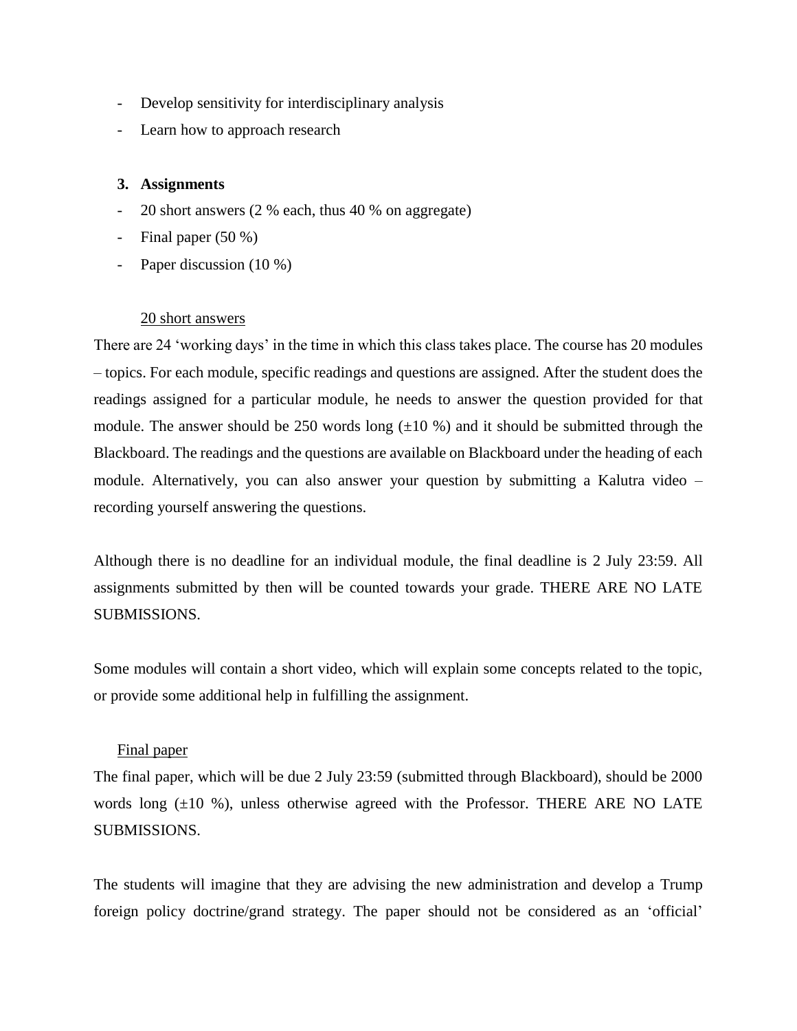- Develop sensitivity for interdisciplinary analysis
- Learn how to approach research

### 3. Assignments

- 20 short answers (2 % each, thus 40 % on aggregate)
- Final paper (50 %)
- Paper discussion (10 %)

<u>20 short answers</u>

There are 24 'working days' in the time in which this class takes place. The course has 20 modules – topics. For each module, specific readings and questions are assigned. After the student does the readings assigned for a particular module, he needs to answer the question provided for that module. The answer should be 250 words long (±10 %) and it should be submitted through the Blackboard. The readings and the questions are available on Blackboard under the heading of each module. Alternatively, you can also answer your question by submitting a Kalutra video – recording yourself answering the questions.

Although there is no deadline for an individual module, the final deadline is 2 July 23:59. All assignments submitted by then will be counted towards your grade. THERE ARE NO LATE SUBMISSIONS.

Some modules will contain a short video, which will explain some concepts related to the topic, or provide some additional help in fulfilling the assignment.

<u>Final paper</u>

The final paper, which will be due 2 July 23:59 (submitted through Blackboard), should be 2000 words long (±10 %), unless otherwise agreed with the Professor. THERE ARE NO LATE SUBMISSIONS.

The students will imagine that they are advising the new administration and develop a Trump foreign policy doctrine/grand strategy. The paper should not be considered as an 'official'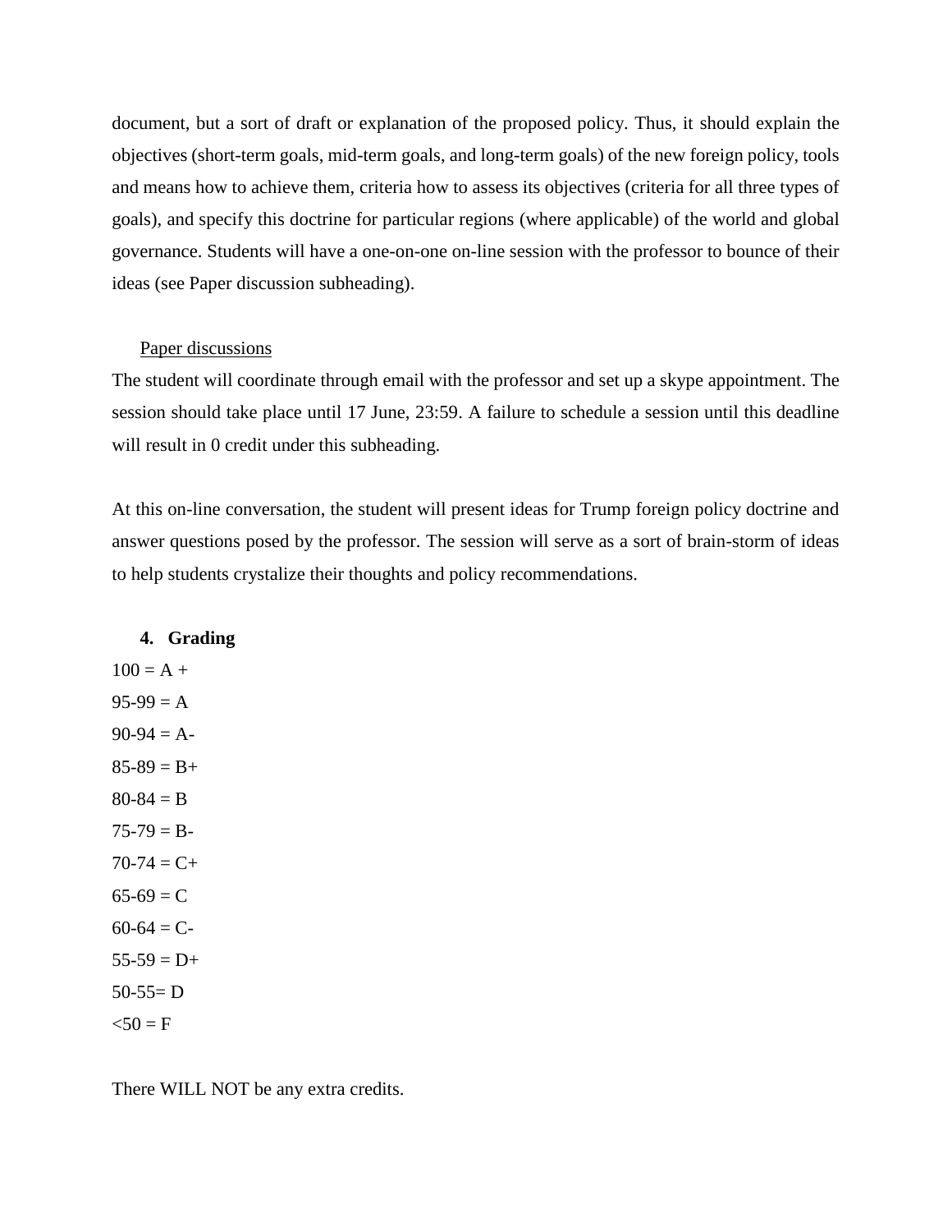document, but a sort of draft or explanation of the proposed policy. Thus, it should explain the objectives (short-term goals, mid-term goals, and long-term goals) of the new foreign policy, tools and means how to achieve them, criteria how to assess its objectives (criteria for all three types of goals), and specify this doctrine for particular regions (where applicable) of the world and global governance. Students will have a one-on-one on-line session with the professor to bounce of their ideas (see Paper discussion subheading).

<u>Paper discussions</u>

The student will coordinate through email with the professor and set up a skype appointment. The session should take place until 17 June, 23:59. A failure to schedule a session until this deadline will result in 0 credit under this subheading.

At this on-line conversation, the student will present ideas for Trump foreign policy doctrine and answer questions posed by the professor. The session will serve as a sort of brain-storm of ideas to help students crystalize their thoughts and policy recommendations.

## 4. Grading

100 = A +

95-99 = A

90-94 = A-

85-89 = B+

80-84 = B

75-79 = B-

70-74 = C+

65-69 = C

60-64 = C-

55-59 = D+

50-55= D

<50 = F

There WILL NOT be any extra credits.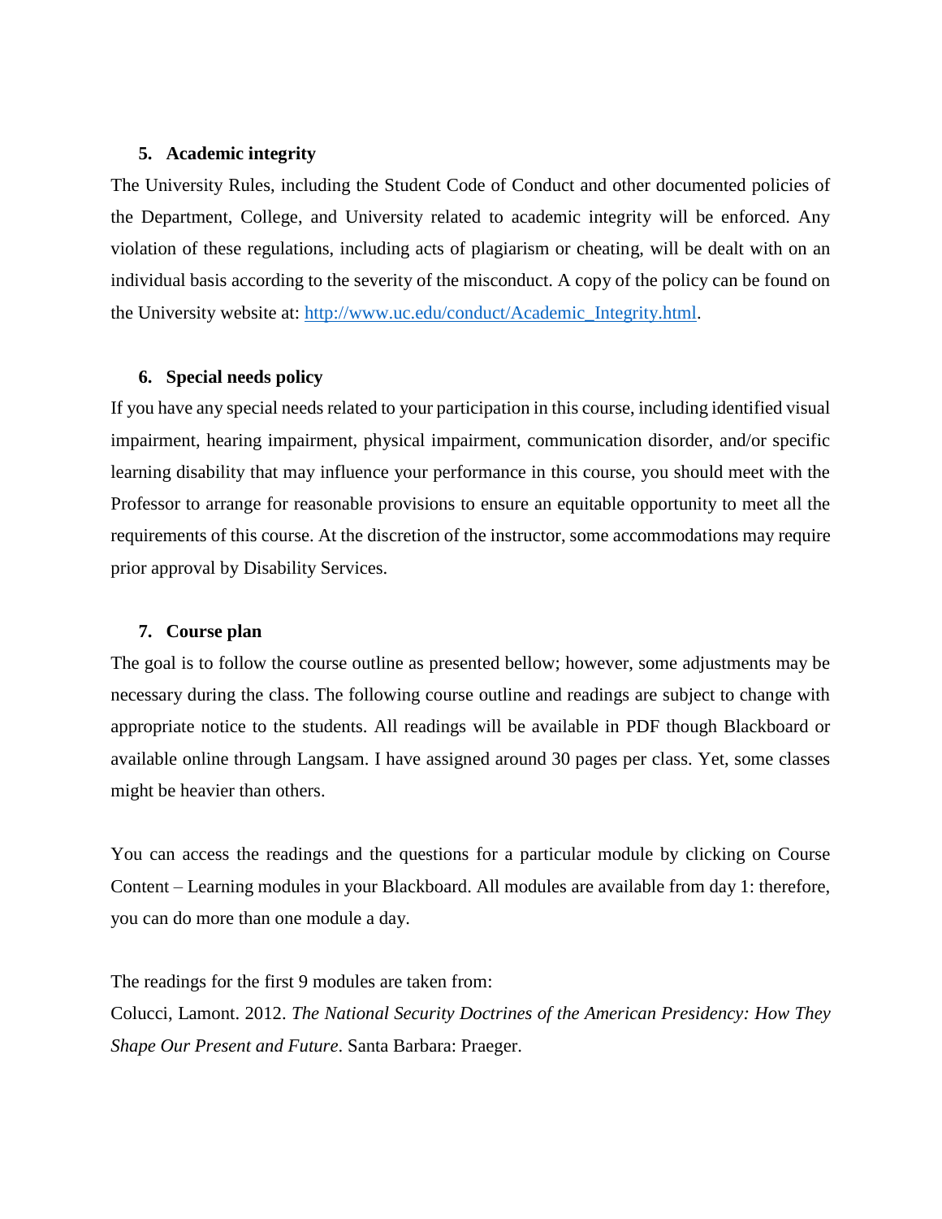### 5. Academic integrity

The University Rules, including the Student Code of Conduct and other documented policies of the Department, College, and University related to academic integrity will be enforced. Any violation of these regulations, including acts of plagiarism or cheating, will be dealt with on an individual basis according to the severity of the misconduct. A copy of the policy can be found on the University website at: [http://www.uc.edu/conduct/Academic_Integrity.html](http://www.uc.edu/conduct/Academic_Integrity.html).

### 6. Special needs policy

If you have any special needs related to your participation in this course, including identified visual impairment, hearing impairment, physical impairment, communication disorder, and/or specific learning disability that may influence your performance in this course, you should meet with the Professor to arrange for reasonable provisions to ensure an equitable opportunity to meet all the requirements of this course. At the discretion of the instructor, some accommodations may require prior approval by Disability Services.

### 7. Course plan

The goal is to follow the course outline as presented bellow; however, some adjustments may be necessary during the class. The following course outline and readings are subject to change with appropriate notice to the students. All readings will be available in PDF though Blackboard or available online through Langsam. I have assigned around 30 pages per class. Yet, some classes might be heavier than others.

You can access the readings and the questions for a particular module by clicking on Course Content – Learning modules in your Blackboard. All modules are available from day 1: therefore, you can do more than one module a day.

The readings for the first 9 modules are taken from:
Colucci, Lamont. 2012. *The National Security Doctrines of the American Presidency: How They Shape Our Present and Future*. Santa Barbara: Praeger.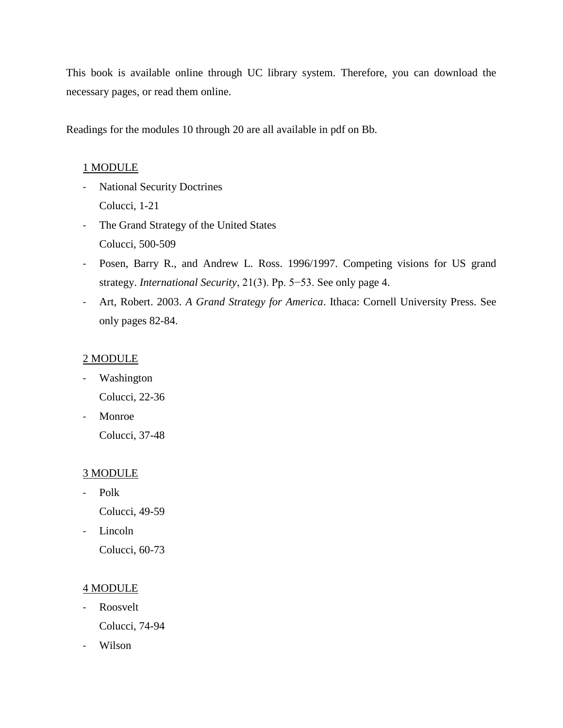This book is available online through UC library system. Therefore, you can download the necessary pages, or read them online.

Readings for the modules 10 through 20 are all available in pdf on Bb.

<u>1 MODULE</u>

- National Security Doctrines
  Colucci, 1-21
- The Grand Strategy of the United States
  Colucci, 500-509
- Posen, Barry R., and Andrew L. Ross. 1996/1997. Competing visions for US grand strategy. *International Security*, 21(3). Pp. 5−53. See only page 4.
- Art, Robert. 2003. *A Grand Strategy for America*. Ithaca: Cornell University Press. See only pages 82-84.

<u>2 MODULE</u>

- Washington
  Colucci, 22-36
- Monroe
  Colucci, 37-48

<u>3 MODULE</u>

- Polk
  Colucci, 49-59
- Lincoln
  Colucci, 60-73

<u>4 MODULE</u>

- Roosvelt
  Colucci, 74-94
- Wilson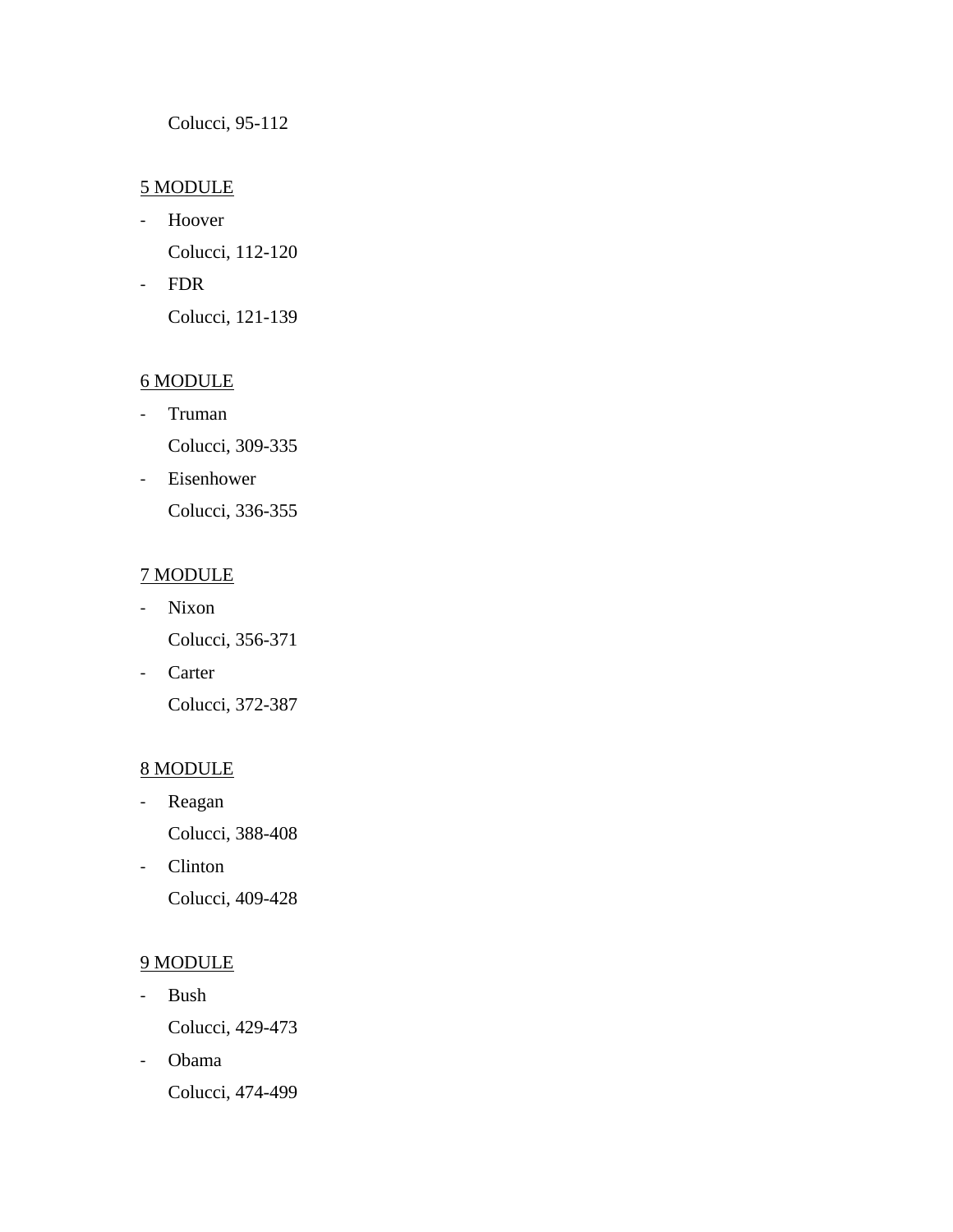Colucci, 95-112

<u>5 MODULE</u>

- Hoover

  Colucci, 112-120
- FDR

  Colucci, 121-139

<u>6 MODULE</u>

- Truman

  Colucci, 309-335
- Eisenhower

  Colucci, 336-355

<u>7 MODULE</u>

- Nixon

  Colucci, 356-371
- Carter

  Colucci, 372-387

<u>8 MODULE</u>

- Reagan

  Colucci, 388-408
- Clinton

  Colucci, 409-428

<u>9 MODULE</u>

- Bush

  Colucci, 429-473
- Obama

  Colucci, 474-499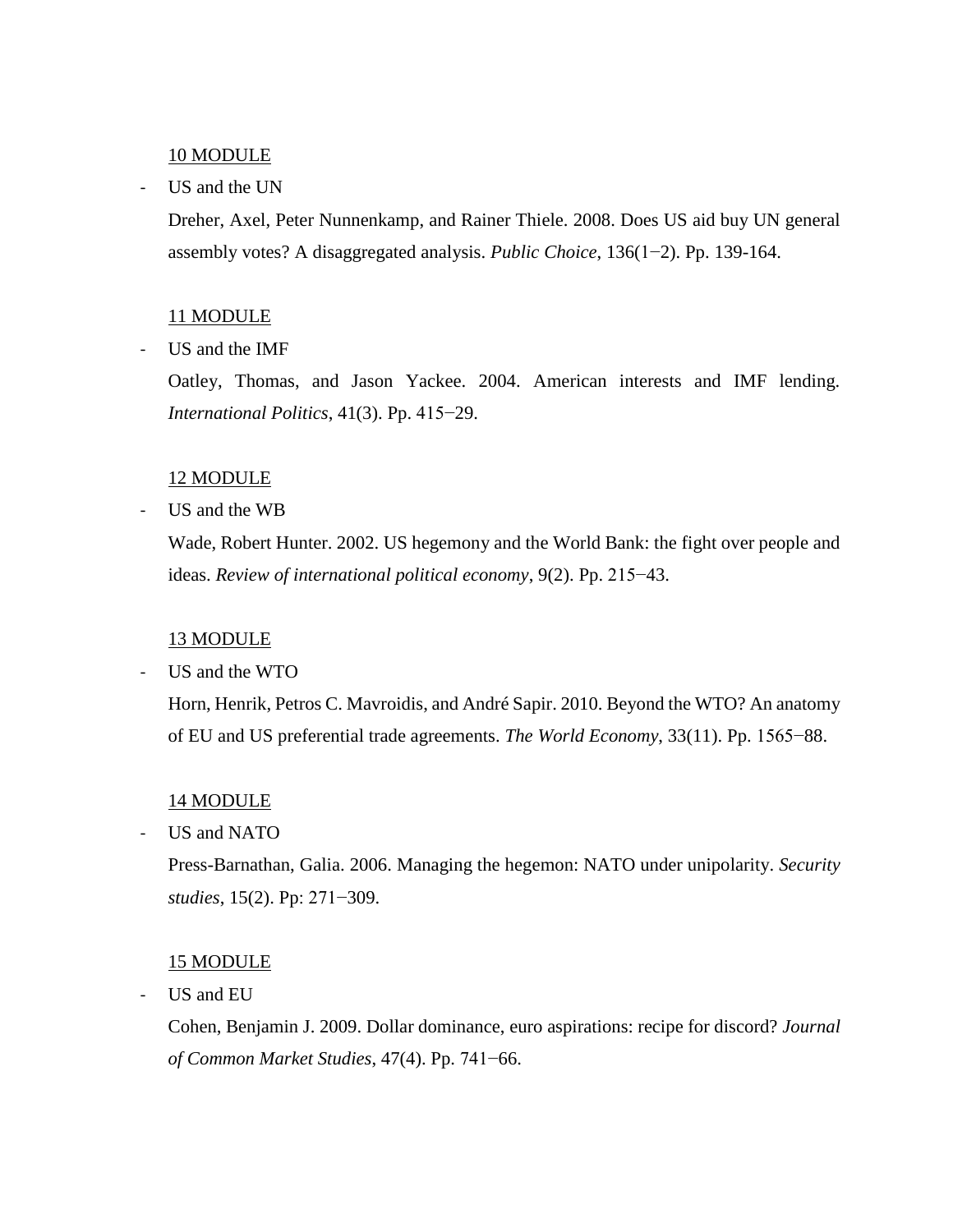<u>10 MODULE</u>

- US and the UN

  Dreher, Axel, Peter Nunnenkamp, and Rainer Thiele. 2008. Does US aid buy UN general assembly votes? A disaggregated analysis. *Public Choice*, 136(1−2). Pp. 139-164.

<u>11 MODULE</u>

- US and the IMF

  Oatley, Thomas, and Jason Yackee. 2004. American interests and IMF lending. *International Politics*, 41(3). Pp. 415−29.

<u>12 MODULE</u>

- US and the WB

  Wade, Robert Hunter. 2002. US hegemony and the World Bank: the fight over people and ideas. *Review of international political economy*, 9(2). Pp. 215−43.

<u>13 MODULE</u>

- US and the WTO

  Horn, Henrik, Petros C. Mavroidis, and André Sapir. 2010. Beyond the WTO? An anatomy of EU and US preferential trade agreements. *The World Economy*, 33(11). Pp. 1565−88.

<u>14 MODULE</u>

- US and NATO

  Press-Barnathan, Galia. 2006. Managing the hegemon: NATO under unipolarity. *Security studies*, 15(2). Pp: 271−309.

<u>15 MODULE</u>

- US and EU

  Cohen, Benjamin J. 2009. Dollar dominance, euro aspirations: recipe for discord? *Journal of Common Market Studies*, 47(4). Pp. 741−66.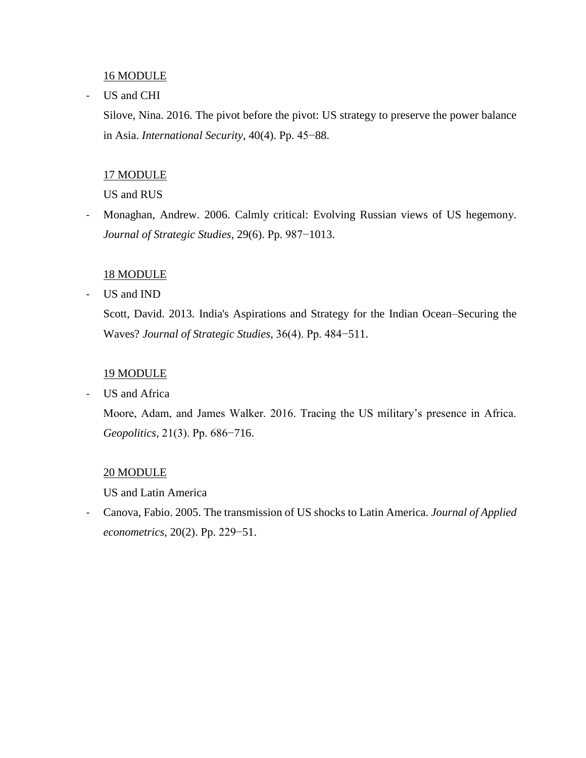<u>16 MODULE</u>

- US and CHI

  Silove, Nina. 2016. The pivot before the pivot: US strategy to preserve the power balance in Asia. *International Security*, 40(4). Pp. 45−88.

<u>17 MODULE</u>

US and RUS

- Monaghan, Andrew. 2006. Calmly critical: Evolving Russian views of US hegemony. *Journal of Strategic Studies*, 29(6). Pp. 987−1013.

<u>18 MODULE</u>

- US and IND

  Scott, David. 2013. India's Aspirations and Strategy for the Indian Ocean–Securing the Waves? *Journal of Strategic Studies*, 36(4). Pp. 484−511.

<u>19 MODULE</u>

- US and Africa

  Moore, Adam, and James Walker. 2016. Tracing the US military's presence in Africa. *Geopolitics*, 21(3). Pp. 686−716.

<u>20 MODULE</u>

US and Latin America

- Canova, Fabio. 2005. The transmission of US shocks to Latin America. *Journal of Applied econometrics*, 20(2). Pp. 229−51.